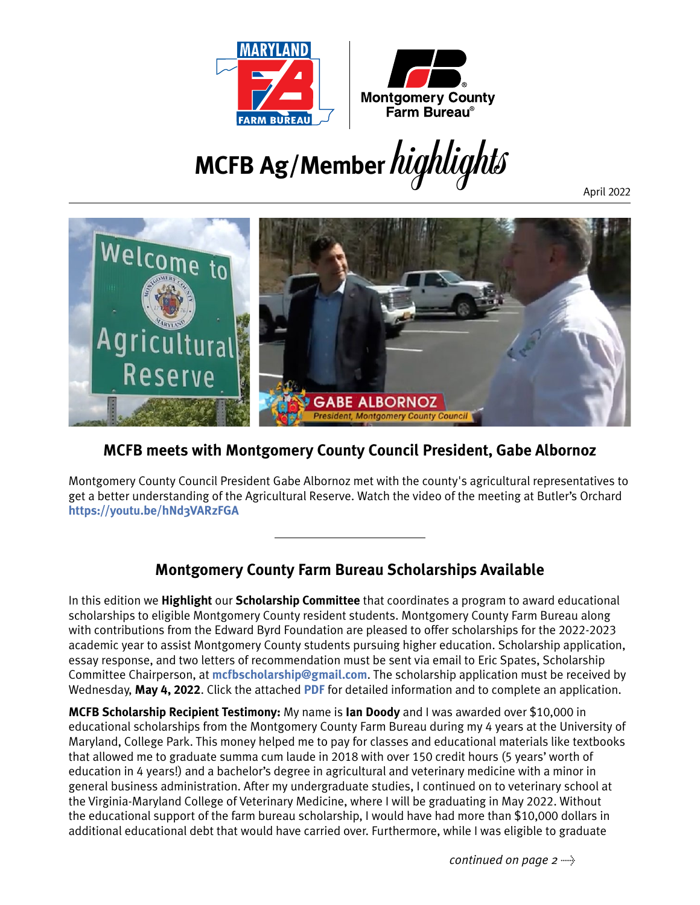# MCFB Ag/Member *highlights*

April 2022

## MCFB meets with Montgomery County Council President, Gabe Albornoz

Montgomery County Council President Gabe Albornoz met with the county's agricultural representatives to get a better understanding of the Agricultural Reserve. Watch the video of the meeting at Butler's Orchard **https://youtu.be/hNd3VARzFGA**

---

## Montgomery County Farm Bureau Scholarships Available

In this edition we **Highlight** our **Scholarship Committee** that coordinates a program to award educational scholarships to eligible Montgomery County resident students. Montgomery County Farm Bureau along with contributions from the Edward Byrd Foundation are pleased to offer scholarships for the 2022-2023 academic year to assist Montgomery County students pursuing higher education. Scholarship application, essay response, and two letters of recommendation must be sent via email to Eric Spates, Scholarship Committee Chairperson, at **mcfbscholarship@gmail.com**. The scholarship application must be received by Wednesday, **May 4, 2022**. Click the attached **PDF** for detailed information and to complete an application.

**MCFB Scholarship Recipient Testimony:** My name is **Ian Doody** and I was awarded over $10,000 in educational scholarships from the Montgomery County Farm Bureau during my 4 years at the University of Maryland, College Park. This money helped me to pay for classes and educational materials like textbooks that allowed me to graduate summa cum laude in 2018 with over 150 credit hours (5 years' worth of education in 4 years!) and a bachelor's degree in agricultural and veterinary medicine with a minor in general business administration. After my undergraduate studies, I continued on to veterinary school at the Virginia-Maryland College of Veterinary Medicine, where I will be graduating in May 2022. Without the educational support of the farm bureau scholarship, I would have had more than $10,000 dollars in additional educational debt that would have carried over. Furthermore, while I was eligible to graduate

*continued on page 2*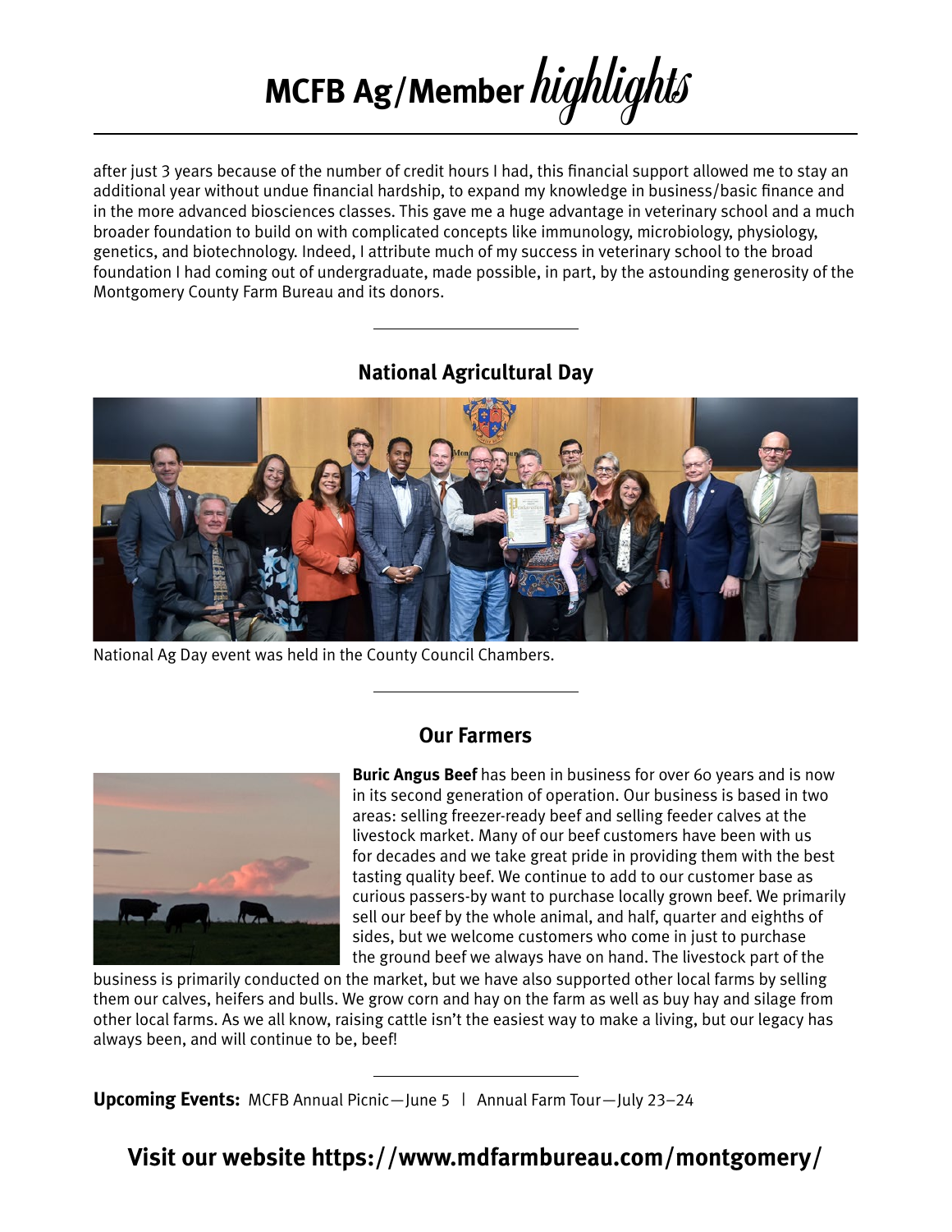# MCFB Ag/Member *highlights*

after just 3 years because of the number of credit hours I had, this financial support allowed me to stay an additional year without undue financial hardship, to expand my knowledge in business/basic finance and in the more advanced biosciences classes. This gave me a huge advantage in veterinary school and a much broader foundation to build on with complicated concepts like immunology, microbiology, physiology, genetics, and biotechnology. Indeed, I attribute much of my success in veterinary school to the broad foundation I had coming out of undergraduate, made possible, in part, by the astounding generosity of the Montgomery County Farm Bureau and its donors.

## National Agricultural Day

National Ag Day event was held in the County Council Chambers.

## Our Farmers

**Buric Angus Beef** has been in business for over 60 years and is now in its second generation of operation. Our business is based in two areas: selling freezer-ready beef and selling feeder calves at the livestock market. Many of our beef customers have been with us for decades and we take great pride in providing them with the best tasting quality beef. We continue to add to our customer base as curious passers-by want to purchase locally grown beef. We primarily sell our beef by the whole animal, and half, quarter and eighths of sides, but we welcome customers who come in just to purchase the ground beef we always have on hand. The livestock part of the business is primarily conducted on the market, but we have also supported other local farms by selling them our calves, heifers and bulls. We grow corn and hay on the farm as well as buy hay and silage from other local farms. As we all know, raising cattle isn't the easiest way to make a living, but our legacy has always been, and will continue to be, beef!

**Upcoming Events:** MCFB Annual Picnic—June 5 | Annual Farm Tour—July 23–24

## Visit our website https://www.mdfarmbureau.com/montgomery/